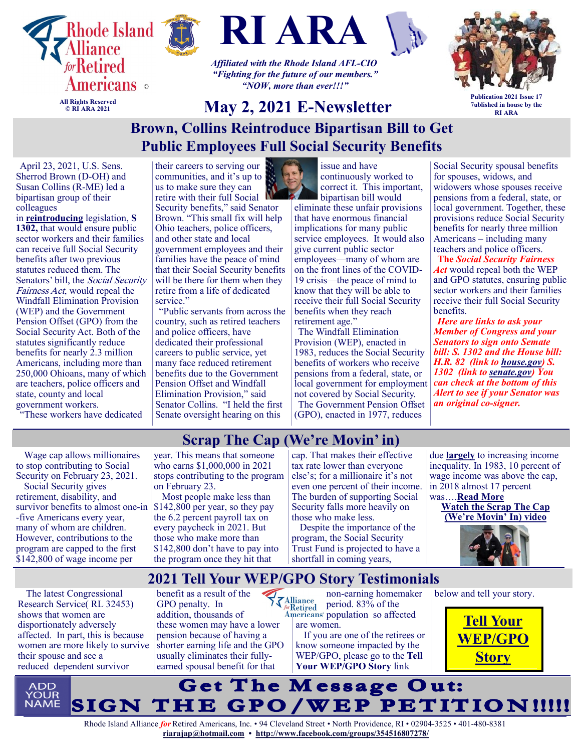# RI ARA

Rhode Island Alliance for Retired Americans ©

All Rights Reserved
© RI ARA 2021

*Affiliated with the Rhode Island AFL-CIO*
*"Fighting for the future of our members."*
*"NOW, more than ever!!!"*

## May 2, 2021 E-Newsletter

Publication 2021 Issue 17
7ublished in house by the RI ARA

## Brown, Collins Reintroduce Bipartisan Bill to Get Public Employees Full Social Security Benefits

April 23, 2021, U.S. Sens. Sherrod Brown (D-OH) and Susan Collins (R-ME) led a bipartisan group of their colleagues in **reintroducing** legislation, **S 1302,** that would ensure public sector workers and their families can receive full Social Security benefits after two previous statutes reduced them. The Senators' bill, the *Social Security Fairness Act*, would repeal the Windfall Elimination Provision (WEP) and the Government Pension Offset (GPO) from the Social Security Act. Both of the statutes significantly reduce benefits for nearly 2.3 million Americans, including more than 250,000 Ohioans, many of which are teachers, police officers and state, county and local government workers.

"These workers have dedicated their careers to serving our communities, and it's up to us to make sure they can retire with their full Social Security benefits," said Senator Brown. "This small fix will help Ohio teachers, police officers, and other state and local government employees and their families have the peace of mind that their Social Security benefits will be there for them when they retire from a life of dedicated service."

"Public servants from across the country, such as retired teachers and police officers, have dedicated their professional careers to public service, yet many face reduced retirement benefits due to the Government Pension Offset and Windfall Elimination Provision," said Senator Collins. "I held the first Senate oversight hearing on this issue and have continuously worked to correct it. This important, bipartisan bill would eliminate these unfair provisions that have enormous financial implications for many public service employees. It would also give current public sector employees—many of whom are on the front lines of the COVID-19 crisis—the peace of mind to know that they will be able to receive their full Social Security benefits when they reach retirement age."

The Windfall Elimination Provision (WEP), enacted in 1983, reduces the Social Security benefits of workers who receive pensions from a federal, state, or local government for employment not covered by Social Security.

The Government Pension Offset (GPO), enacted in 1977, reduces Social Security spousal benefits for spouses, widows, and widowers whose spouses receive pensions from a federal, state, or local government. Together, these provisions reduce Social Security benefits for nearly three million Americans – including many teachers and police officers.

**The *Social Security Fairness Act*** would repeal both the WEP and GPO statutes, ensuring public sector workers and their families receive their full Social Security benefits.

***Here are links to ask your Member of Congress and your Senators to sign onto Semate bill: S. 1302 and the House bill: H.R. 82 (link to house.gov) S. 1302 (link to senate.gov) You can check at the bottom of this Alert to see if your Senator was an original co-signer.***

## Scrap The Cap (We're Movin' in)

Wage cap allows millionaires to stop contributing to Social Security on February 23, 2021.

Social Security gives retirement, disability, and survivor benefits to almost one-in-five Americans every year, many of whom are children. However, contributions to the program are capped to the first $142,800 of wage income per year. This means that someone who earns $1,000,000 in 2021 stops contributing to the program on February 23.

Most people make less than $142,800 per year, so they pay the 6.2 percent payroll tax on every paycheck in 2021. But those who make more than $142,800 don't have to pay into the program once they hit that cap. That makes their effective tax rate lower than everyone else's; for a millionaire it's not even one percent of their income. The burden of supporting Social Security falls more heavily on those who make less.

Despite the importance of the program, the Social Security Trust Fund is projected to have a shortfall in coming years, due **largely** to increasing income inequality. In 1983, 10 percent of wage income was above the cap, in 2018 almost 17 percent was….**Read More**

**Watch the Scrap The Cap (We're Movin' In) video**

## 2021 Tell Your WEP/GPO Story Testimonials

The latest Congressional Research Service( RL 32453) shows that women are disportionately adversely affected. In part, this is because women are more likely to survive their spouse and see a reduced dependent survivor benefit as a result of the GPO penalty. In addition, thousands of these women may have a lower pension because of having a shorter earning life and the GPO usually eliminates their fully-earned spousal benefit for that non-earning homemaker period. 83% of the population so affected are women.

If you are one of the retirees or know someone impacted by the WEP/GPO, please go to the **Tell Your WEP/GPO Story** link below and tell your story.

**Tell Your WEP/GPO Story**

ADD YOUR NAME

# Get The Message Out: SIGN THE GPO/WEP PETITION!!!!!

Rhode Island Alliance *for* Retired Americans, Inc. • 94 Cleveland Street • North Providence, RI • 02904-3525 • 401-480-8381
**riarajap@hotmail.com • http://www.facebook.com/groups/354516807278/**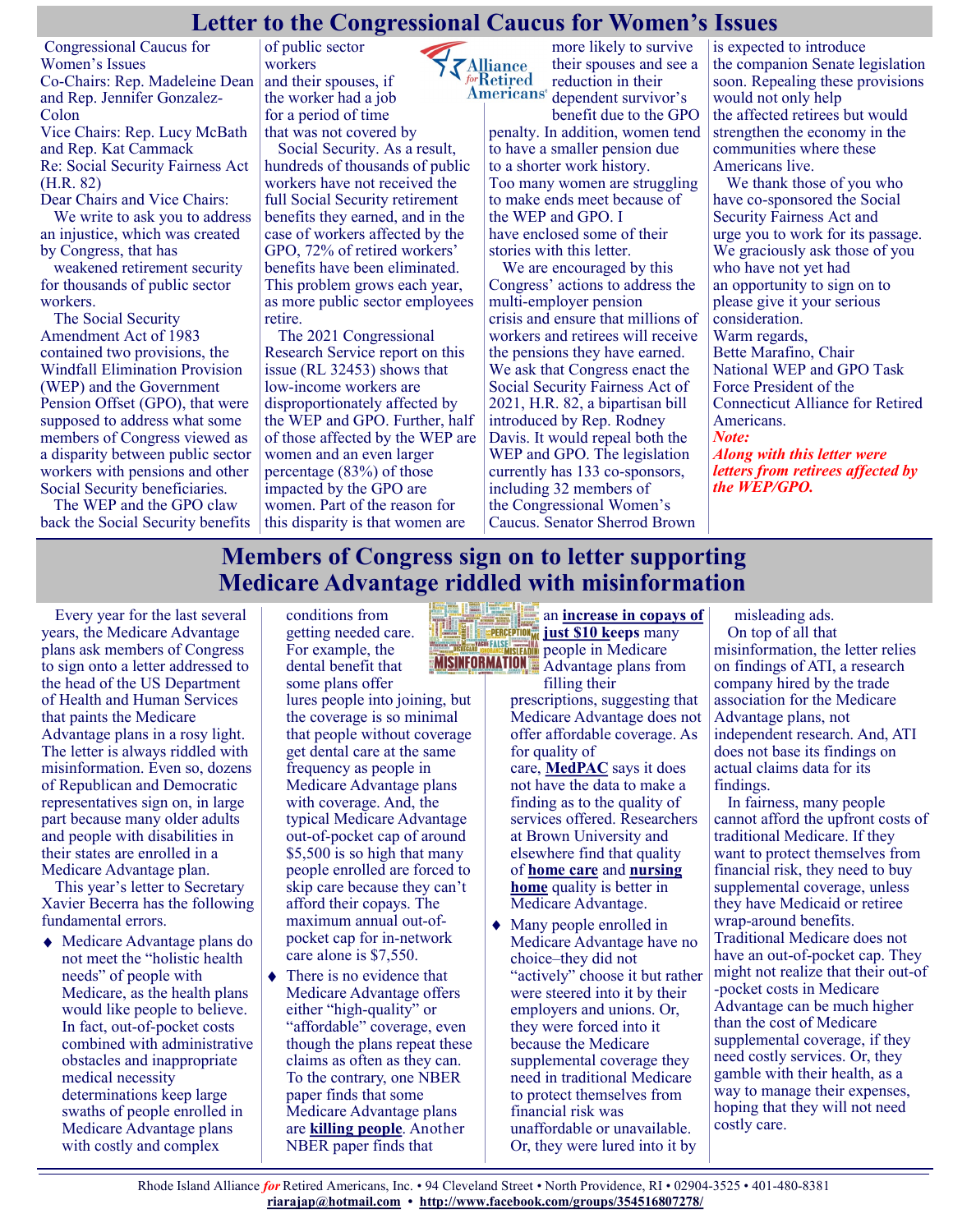# Letter to the Congressional Caucus for Women's Issues

Congressional Caucus for Women's Issues
Co-Chairs: Rep. Madeleine Dean and Rep. Jennifer Gonzalez-Colon
Vice Chairs: Rep. Lucy McBath and Rep. Kat Cammack
Re: Social Security Fairness Act (H.R. 82)

Dear Chairs and Vice Chairs:

We write to ask you to address an injustice, which was created by Congress, that has weakened retirement security for thousands of public sector workers.

The Social Security Amendment Act of 1983 contained two provisions, the Windfall Elimination Provision (WEP) and the Government Pension Offset (GPO), that were supposed to address what some members of Congress viewed as a disparity between public sector workers with pensions and other Social Security beneficiaries.

The WEP and the GPO claw back the Social Security benefits of public sector workers and their spouses, if the worker had a job for a period of time that was not covered by Social Security. As a result, hundreds of thousands of public workers have not received the full Social Security retirement benefits they earned, and in the case of workers affected by the GPO, 72% of retired workers' benefits have been eliminated. This problem grows each year, as more public sector employees retire.

The 2021 Congressional Research Service report on this issue (RL 32453) shows that low-income workers are disproportionately affected by the WEP and GPO. Further, half of those affected by the WEP are women and an even larger percentage (83%) of those impacted by the GPO are women. Part of the reason for this disparity is that women are more likely to survive their spouses and see a reduction in their dependent survivor's benefit due to the GPO penalty. In addition, women tend to have a smaller pension due to a shorter work history. Too many women are struggling to make ends meet because of the WEP and GPO. I have enclosed some of their stories with this letter.

We are encouraged by this Congress' actions to address the multi-employer pension crisis and ensure that millions of workers and retirees will receive the pensions they have earned. We ask that Congress enact the Social Security Fairness Act of 2021, H.R. 82, a bipartisan bill introduced by Rep. Rodney Davis. It would repeal both the WEP and GPO. The legislation currently has 133 co-sponsors, including 32 members of the Congressional Women's Caucus. Senator Sherrod Brown is expected to introduce the companion Senate legislation soon. Repealing these provisions would not only help the affected retirees but would strengthen the economy in the communities where these Americans live.

We thank those of you who have co-sponsored the Social Security Fairness Act and urge you to work for its passage. We graciously ask those of you who have not yet had an opportunity to sign on to please give it your serious consideration.

Warm regards,
Bette Marafino, Chair
National WEP and GPO Task Force President of the Connecticut Alliance for Retired Americans.

***Note:***
***Along with this letter were letters from retirees affected by the WEP/GPO.***

# Members of Congress sign on to letter supporting Medicare Advantage riddled with misinformation

Every year for the last several years, the Medicare Advantage plans ask members of Congress to sign onto a letter addressed to the head of the US Department of Health and Human Services that paints the Medicare Advantage plans in a rosy light. The letter is always riddled with misinformation. Even so, dozens of Republican and Democratic representatives sign on, in large part because many older adults and people with disabilities in their states are enrolled in a Medicare Advantage plan.

This year's letter to Secretary Xavier Becerra has the following fundamental errors.

- Medicare Advantage plans do not meet the "holistic health needs" of people with Medicare, as the health plans would like people to believe. In fact, out-of-pocket costs combined with administrative obstacles and inappropriate medical necessity determinations keep large swaths of people enrolled in Medicare Advantage plans with costly and complex conditions from getting needed care. For example, the dental benefit that some plans offer lures people into joining, but the coverage is so minimal that people without coverage get dental care at the same frequency as people in Medicare Advantage plans with coverage. And, the typical Medicare Advantage out-of-pocket cap of around $5,500 is so high that many people enrolled are forced to skip care because they can't afford their copays. The maximum annual out-of-pocket cap for in-network care alone is $7,550.
- There is no evidence that Medicare Advantage offers either "high-quality" or "affordable" coverage, even though the plans repeat these claims as often as they can. To the contrary, one NBER paper finds that some Medicare Advantage plans are **killing people**. Another NBER paper finds that an **increase in copays of just $10 keeps** many people in Medicare Advantage plans from filling their prescriptions, suggesting that Medicare Advantage does not offer affordable coverage. As for quality of care, **MedPAC** says it does not have the data to make a finding as to the quality of services offered. Researchers at Brown University and elsewhere find that quality of **home care** and **nursing home** quality is better in Medicare Advantage.
- Many people enrolled in Medicare Advantage have no choice–they did not "actively" choose it but rather were steered into it by their employers and unions. Or, they were forced into it because the Medicare supplemental coverage they need in traditional Medicare to protect themselves from financial risk was unaffordable or unavailable. Or, they were lured into it by misleading ads.

On top of all that misinformation, the letter relies on findings of ATI, a research company hired by the trade association for the Medicare Advantage plans, not independent research. And, ATI does not base its findings on actual claims data for its findings.

In fairness, many people cannot afford the upfront costs of traditional Medicare. If they want to protect themselves from financial risk, they need to buy supplemental coverage, unless they have Medicaid or retiree wrap-around benefits. Traditional Medicare does not have an out-of-pocket cap. They might not realize that their out-of-pocket costs in Medicare Advantage can be much higher than the cost of Medicare supplemental coverage, if they need costly services. Or, they gamble with their health, as a way to manage their expenses, hoping that they will not need costly care.

Rhode Island Alliance *for* Retired Americans, Inc. • 94 Cleveland Street • North Providence, RI • 02904-3525 • 401-480-8381
**riarajap@hotmail.com** • **http://www.facebook.com/groups/354516807278/**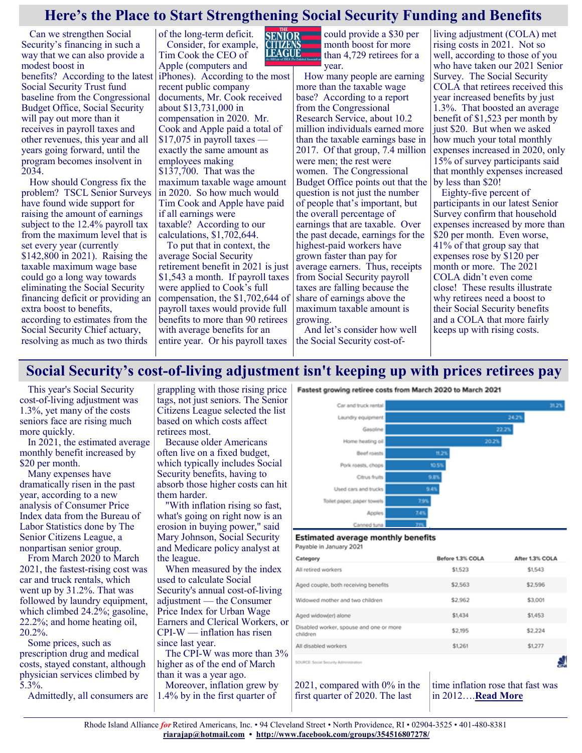# Here's the Place to Start Strengthening Social Security Funding and Benefits

Can we strengthen Social Security's financing in such a way that we can also provide a modest boost in benefits? According to the latest Social Security Trust fund baseline from the Congressional Budget Office, Social Security will pay out more than it receives in payroll taxes and other revenues, this year and all years going forward, until the program becomes insolvent in 2034.

How should Congress fix the problem? TSCL Senior Surveys have found wide support for raising the amount of earnings subject to the 12.4% payroll tax from the maximum level that is set every year (currently $142,800 in 2021). Raising the taxable maximum wage base could go a long way towards eliminating the Social Security financing deficit or providing an extra boost to benefits, according to estimates from the Social Security Chief actuary, resolving as much as two thirds of the long-term deficit.

Consider, for example, Tim Cook the CEO of Apple (computers and iPhones). According to the most recent public company documents, Mr. Cook received about $13,731,000 in compensation in 2020. Mr. Cook and Apple paid a total of $17,075 in payroll taxes — exactly the same amount as employees making $137,700. That was the maximum taxable wage amount in 2020. So how much would Tim Cook and Apple have paid if all earnings were taxable? According to our calculations, $1,702,644.

To put that in context, the average Social Security retirement benefit in 2021 is just $1,543 a month. If payroll taxes were applied to Cook's full compensation, the $1,702,644 of payroll taxes would provide full benefits to more than 90 retirees with average benefits for an entire year. Or his payroll taxes could provide a $30 per month boost for more than 4,729 retirees for a year.

How many people are earning more than the taxable wage base? According to a report from the Congressional Research Service, about 10.2 million individuals earned more than the taxable earnings base in 2017. Of that group, 7.4 million were men; the rest were women. The Congressional Budget Office points out that the question is not just the number of people that's important, but the overall percentage of earnings that are taxable. Over the past decade, earnings for the highest-paid workers have grown faster than pay for average earners. Thus, receipts from Social Security payroll taxes are falling because the share of earnings above the maximum taxable amount is growing.

And let's consider how well the Social Security cost-of-living adjustment (COLA) met rising costs in 2021. Not so well, according to those of you who have taken our 2021 Senior Survey. The Social Security COLA that retirees received this year increased benefits by just 1.3%. That boosted an average benefit of $1,523 per month by just $20. But when we asked how much your total monthly expenses increased in 2020, only 15% of survey participants said that monthly expenses increased by less than $20!

Eighty-five percent of participants in our latest Senior Survey confirm that household expenses increased by more than $20 per month. Even worse, 41% of that group say that expenses rose by $120 per month or more. The 2021 COLA didn't even come close! These results illustrate why retirees need a boost to their Social Security benefits and a COLA that more fairly keeps up with rising costs.

# Social Security's cost-of-living adjustment isn't keeping up with prices retirees pay

This year's Social Security cost-of-living adjustment was 1.3%, yet many of the costs seniors face are rising much more quickly.

In 2021, the estimated average monthly benefit increased by $20 per month.

Many expenses have dramatically risen in the past year, according to a new analysis of Consumer Price Index data from the Bureau of Labor Statistics done by The Senior Citizens League, a nonpartisan senior group.

From March 2020 to March 2021, the fastest-rising cost was car and truck rentals, which went up by 31.2%. That was followed by laundry equipment, which climbed 24.2%; gasoline, 22.2%; and home heating oil, 20.2%.

Some prices, such as prescription drug and medical costs, stayed constant, although physician services climbed by 5.3%.

Admittedly, all consumers are grappling with those rising price tags, not just seniors. The Senior Citizens League selected the list based on which costs affect retirees most.

Because older Americans often live on a fixed budget, which typically includes Social Security benefits, having to absorb those higher costs can hit them harder.

"With inflation rising so fast, what's going on right now is an erosion in buying power," said Mary Johnson, Social Security and Medicare policy analyst at the league.

When measured by the index used to calculate Social Security's annual cost-of-living adjustment — the Consumer Price Index for Urban Wage Earners and Clerical Workers, or CPI-W — inflation has risen since last year.

The CPI-W was more than 3% higher as of the end of March than it was a year ago.

Moreover, inflation grew by 1.4% by in the first quarter of 2021, compared with 0% in the first quarter of 2020. The last time inflation rose that fast was in 2012….**Read More**

**Fastest growing retiree costs from March 2020 to March 2021**

| Item | Increase |
|---|---|
| Car and truck rental | 31.2% |
| Laundry equipment | 24.2% |
| Gasoline | 22.2% |
| Home heating oil | 20.2% |
| Beef roasts | 11.2% |
| Pork roasts, chops | 10.5% |
| Citrus fruits | 9.8% |
| Used cars and trucks | 9.4% |
| Toilet paper, paper towels | 7.9% |
| Apples | 7.4% |
| Canned tuna | 7.1% |

**Estimated average monthly benefits**
Payable in January 2021

| Category | Before 1.3% COLA | After 1.3% COLA |
|---|---|---|
| All retired workers | $1,523 | $1,543 |
| Aged couple, both receiving benefits | $2,563 | $2,596 |
| Widowed mother and two children | $2,962 | $3,001 |
| Aged widow(er) alone | $1,434 | $1,453 |
| Disabled worker, spouse and one or more children | $2,195 | $2,224 |
| All disabled workers | $1,261 | $1,277 |

SOURCE: Social Security Administration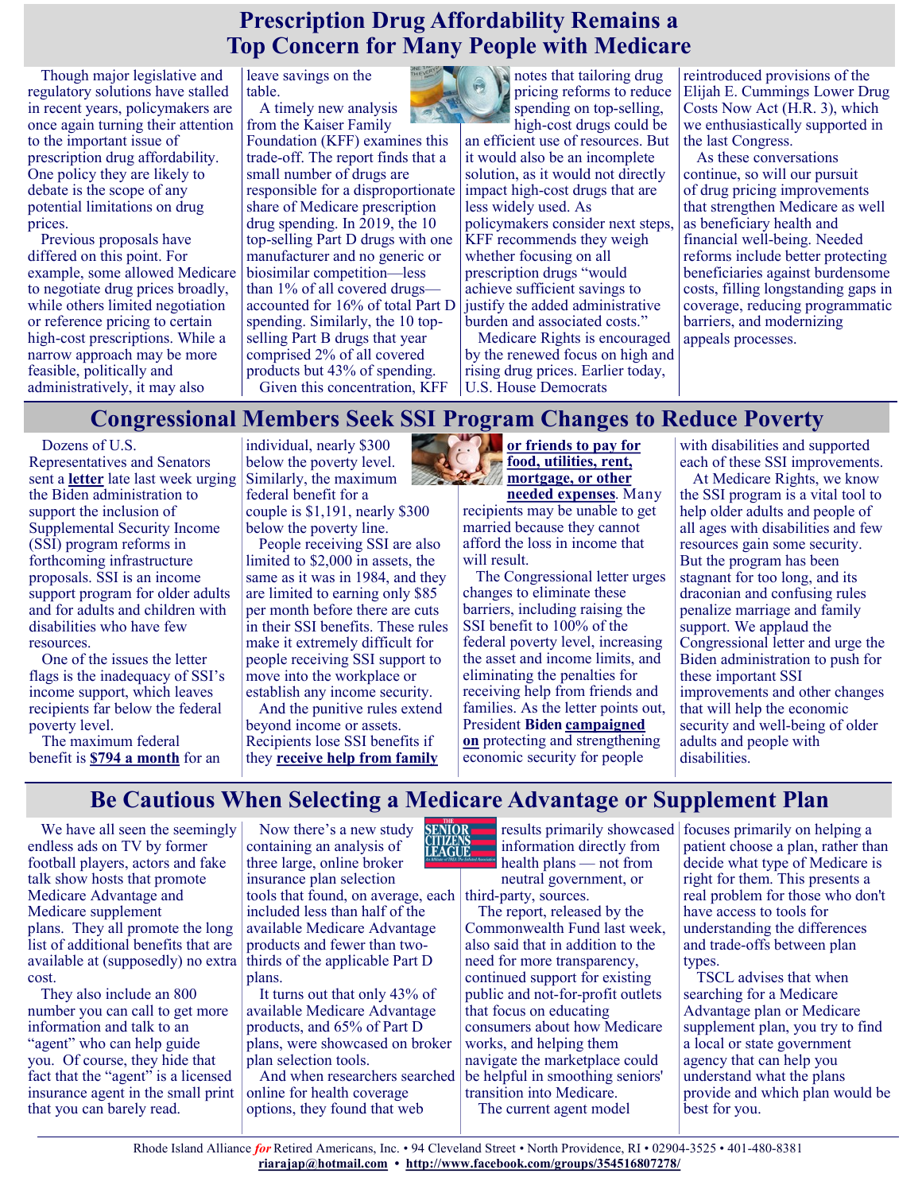# Prescription Drug Affordability Remains a Top Concern for Many People with Medicare

Though major legislative and regulatory solutions have stalled in recent years, policymakers are once again turning their attention to the important issue of prescription drug affordability. One policy they are likely to debate is the scope of any potential limitations on drug prices.

Previous proposals have differed on this point. For example, some allowed Medicare to negotiate drug prices broadly, while others limited negotiation or reference pricing to certain high-cost prescriptions. While a narrow approach may be more feasible, politically and administratively, it may also leave savings on the table.

A timely new analysis from the Kaiser Family Foundation (KFF) examines this trade-off. The report finds that a small number of drugs are responsible for a disproportionate share of Medicare prescription drug spending. In 2019, the 10 top-selling Part D drugs with one manufacturer and no generic or biosimilar competition—less than 1% of all covered drugs—accounted for 16% of total Part D spending. Similarly, the 10 top-selling Part B drugs that year comprised 2% of all covered products but 43% of spending.

Given this concentration, KFF notes that tailoring drug pricing reforms to reduce spending on top-selling, high-cost drugs could be an efficient use of resources. But it would also be an incomplete solution, as it would not directly impact high-cost drugs that are less widely used. As policymakers consider next steps, KFF recommends they weigh whether focusing on all prescription drugs "would achieve sufficient savings to justify the added administrative burden and associated costs."

Medicare Rights is encouraged by the renewed focus on high and rising drug prices. Earlier today, U.S. House Democrats reintroduced provisions of the Elijah E. Cummings Lower Drug Costs Now Act (H.R. 3), which we enthusiastically supported in the last Congress.

As these conversations continue, so will our pursuit of drug pricing improvements that strengthen Medicare as well as beneficiary health and financial well-being. Needed reforms include better protecting beneficiaries against burdensome costs, filling longstanding gaps in coverage, reducing programmatic barriers, and modernizing appeals processes.

# Congressional Members Seek SSI Program Changes to Reduce Poverty

Dozens of U.S. Representatives and Senators sent a **letter** late last week urging the Biden administration to support the inclusion of Supplemental Security Income (SSI) program reforms in forthcoming infrastructure proposals. SSI is an income support program for older adults and for adults and children with disabilities who have few resources.

One of the issues the letter flags is the inadequacy of SSI's income support, which leaves recipients far below the federal poverty level.

The maximum federal benefit is **$794 a month** for an individual, nearly $300 below the poverty level. Similarly, the maximum federal benefit for a couple is $1,191, nearly $300 below the poverty line.

People receiving SSI are also limited to $2,000 in assets, the same as it was in 1984, and they are limited to earning only $85 per month before there are cuts in their SSI benefits. These rules make it extremely difficult for people receiving SSI support to move into the workplace or establish any income security.

And the punitive rules extend beyond income or assets. Recipients lose SSI benefits if they **receive help from family or friends to pay for food, utilities, rent, mortgage, or other needed expenses**. Many recipients may be unable to get married because they cannot afford the loss in income that will result.

The Congressional letter urges changes to eliminate these barriers, including raising the SSI benefit to 100% of the federal poverty level, increasing the asset and income limits, and eliminating the penalties for receiving help from friends and families. As the letter points out, President **Biden campaigned on** protecting and strengthening economic security for people with disabilities and supported each of these SSI improvements.

At Medicare Rights, we know the SSI program is a vital tool to help older adults and people of all ages with disabilities and few resources gain some security. But the program has been stagnant for too long, and its draconian and confusing rules penalize marriage and family support. We applaud the Congressional letter and urge the Biden administration to push for these important SSI improvements and other changes that will help the economic security and well-being of older adults and people with disabilities.

# Be Cautious When Selecting a Medicare Advantage or Supplement Plan

We have all seen the seemingly endless ads on TV by former football players, actors and fake talk show hosts that promote Medicare Advantage and Medicare supplement plans. They all promote the long list of additional benefits that are available at (supposedly) no extra cost.

They also include an 800 number you can call to get more information and talk to an "agent" who can help guide you. Of course, they hide that fact that the "agent" is a licensed insurance agent in the small print that you can barely read.

Now there's a new study containing an analysis of three large, online broker insurance plan selection tools that found, on average, each included less than half of the available Medicare Advantage products and fewer than two-thirds of the applicable Part D plans.

It turns out that only 43% of available Medicare Advantage products, and 65% of Part D plans, were showcased on broker plan selection tools.

And when researchers searched online for health coverage options, they found that web results primarily showcased information directly from health plans — not from neutral government, or third-party, sources.

The report, released by the Commonwealth Fund last week, also said that in addition to the need for more transparency, continued support for existing public and not-for-profit outlets that focus on educating consumers about how Medicare works, and helping them navigate the marketplace could be helpful in smoothing seniors' transition into Medicare.

The current agent model focuses primarily on helping a patient choose a plan, rather than decide what type of Medicare is right for them. This presents a real problem for those who don't have access to tools for understanding the differences and trade-offs between plan types.

TSCL advises that when searching for a Medicare Advantage plan or Medicare supplement plan, you try to find a local or state government agency that can help you understand what the plans provide and which plan would be best for you.

Rhode Island Alliance *for* Retired Americans, Inc. • 94 Cleveland Street • North Providence, RI • 02904-3525 • 401-480-8381
**riarajap@hotmail.com** • **http://www.facebook.com/groups/354516807278/**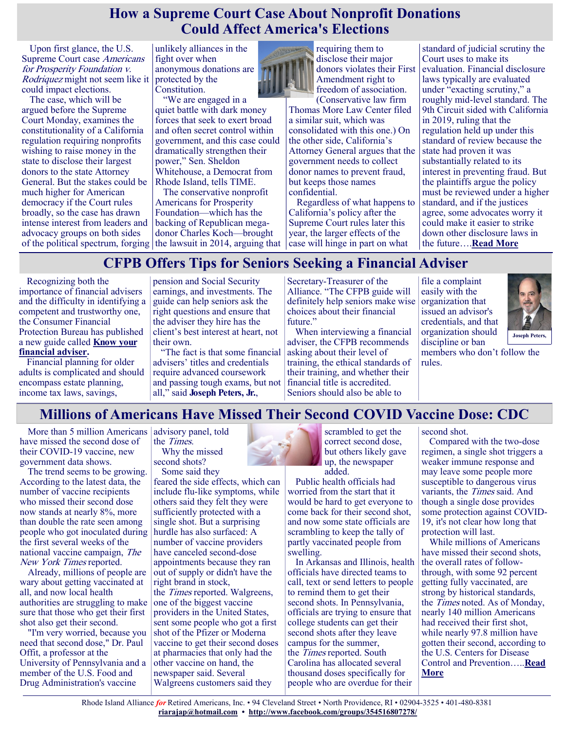## How a Supreme Court Case About Nonprofit Donations Could Affect America's Elections

Upon first glance, the U.S. Supreme Court case *Americans for Prosperity Foundation v. Rodriquez* might not seem like it could impact elections.

The case, which will be argued before the Supreme Court Monday, examines the constitutionality of a California regulation requiring nonprofits wishing to raise money in the state to disclose their largest donors to the state Attorney General. But the stakes could be much higher for American democracy if the Court rules broadly, so the case has drawn intense interest from leaders and advocacy groups on both sides of the political spectrum, forging unlikely alliances in the fight over when anonymous donations are protected by the Constitution.

"We are engaged in a quiet battle with dark money forces that seek to exert broad and often secret control within government, and this case could dramatically strengthen their power," Sen. Sheldon Whitehouse, a Democrat from Rhode Island, tells TIME.

The conservative nonprofit Americans for Prosperity Foundation—which has the backing of Republican mega-donor Charles Koch—brought the lawsuit in 2014, arguing that requiring them to disclose their major donors violates their First Amendment right to freedom of association. (Conservative law firm Thomas More Law Center filed a similar suit, which was consolidated with this one.) On the other side, California's Attorney General argues that the government needs to collect donor names to prevent fraud, but keeps those names confidential.

Regardless of what happens to California's policy after the Supreme Court rules later this year, the larger effects of the case will hinge in part on what standard of judicial scrutiny the Court uses in its evaluation. Financial disclosure laws typically are evaluated under "exacting scrutiny," a roughly mid-level standard. The 9th Circuit sided with California in 2019, ruling that the regulation held up under this standard of review because the state had proven it was substantially related to its interest in preventing fraud. But the plaintiffs argue the policy must be reviewed under a higher standard, and if the justices agree, some advocates worry it could make it easier to strike down other disclosure laws in the future….**Read More**

## CFPB Offers Tips for Seniors Seeking a Financial Adviser

Recognizing both the importance of financial advisers and the difficulty in identifying a competent and trustworthy one, the Consumer Financial Protection Bureau has published a new guide called **Know your financial adviser**.

Financial planning for older adults is complicated and should encompass estate planning, income tax laws, savings, pension and Social Security earnings, and investments. The guide can help seniors ask the right questions and ensure that the adviser they hire has the client's best interest at heart, not their own.

"The fact is that some financial advisers' titles and credentials require advanced coursework and passing tough exams, but not all," said **Joseph Peters, Jr.**, Secretary-Treasurer of the Alliance. "The CFPB guide will definitely help seniors make wise choices about their financial future."

When interviewing a financial adviser, the CFPB recommends asking about their level of training, the ethical standards of their training, and whether their financial title is accredited. Seniors should also be able to file a complaint easily with the organization that issued an advisor's credentials, and that organization should discipline or ban members who don't follow the rules.

Joseph Peters,

## Millions of Americans Have Missed Their Second COVID Vaccine Dose: CDC

More than 5 million Americans have missed the second dose of their COVID-19 vaccine, new government data shows.

The trend seems to be growing. According to the latest data, the number of vaccine recipients who missed their second dose now stands at nearly 8%, more than double the rate seen among people who got inoculated during the first several weeks of the national vaccine campaign, *The New York Times* reported.

Already, millions of people are wary about getting vaccinated at all, and now local health authorities are struggling to make sure that those who get their first shot also get their second.

"I'm very worried, because you need that second dose," Dr. Paul Offit, a professor at the University of Pennsylvania and a member of the U.S. Food and Drug Administration's vaccine advisory panel, told the *Times*.

Why the missed second shots?

Some said they feared the side effects, which can include flu-like symptoms, while others said they felt they were sufficiently protected with a single shot. But a surprising hurdle has also surfaced: A number of vaccine providers have canceled second-dose appointments because they ran out of supply or didn't have the right brand in stock, the *Times* reported. Walgreens, one of the biggest vaccine providers in the United States, sent some people who got a first shot of the Pfizer or Moderna vaccine to get their second doses at pharmacies that only had the other vaccine on hand, the newspaper said. Several Walgreens customers said they scrambled to get the correct second dose, but others likely gave up, the newspaper added.

Public health officials had worried from the start that it would be hard to get everyone to come back for their second shot, and now some state officials are scrambling to keep the tally of partly vaccinated people from swelling.

In Arkansas and Illinois, health officials have directed teams to call, text or send letters to people to remind them to get their second shots. In Pennsylvania, officials are trying to ensure that college students can get their second shots after they leave campus for the summer, the *Times* reported. South Carolina has allocated several thousand doses specifically for people who are overdue for their second shot.

Compared with the two-dose regimen, a single shot triggers a weaker immune response and may leave some people more susceptible to dangerous virus variants, the *Times* said. And though a single dose provides some protection against COVID-19, it's not clear how long that protection will last.

While millions of Americans have missed their second shots, the overall rates of follow-through, with some 92 percent getting fully vaccinated, are strong by historical standards, the *Times* noted. As of Monday, nearly 140 million Americans had received their first shot, while nearly 97.8 million have gotten their second, according to the U.S. Centers for Disease Control and Prevention…..**Read More**

Rhode Island Alliance *for* Retired Americans, Inc. • 94 Cleveland Street • North Providence, RI • 02904-3525 • 401-480-8381
**riarajap@hotmail.com** • **http://www.facebook.com/groups/354516807278/**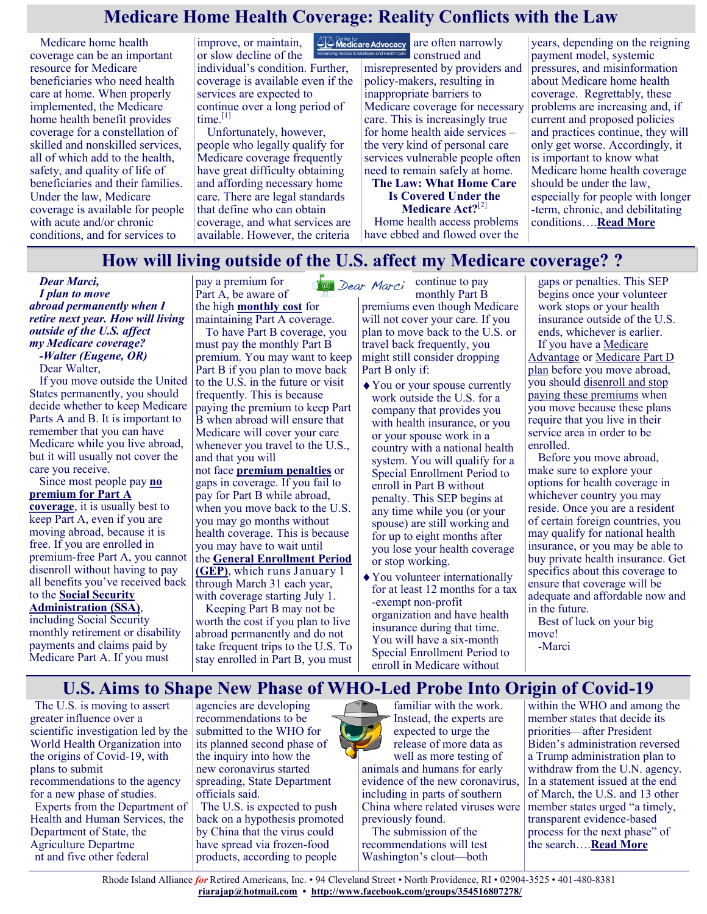# Medicare Home Health Coverage: Reality Conflicts with the Law

Medicare home health coverage can be an important resource for Medicare beneficiaries who need health care at home. When properly implemented, the Medicare home health benefit provides coverage for a constellation of skilled and nonskilled services, all of which add to the health, safety, and quality of life of beneficiaries and their families. Under the law, Medicare coverage is available for people with acute and/or chronic conditions, and for services to improve, or maintain, or slow decline of the individual's condition. Further, coverage is available even if the services are expected to continue over a long period of time.[1]

Unfortunately, however, people who legally qualify for Medicare coverage frequently have great difficulty obtaining and affording necessary home care. There are legal standards that define who can obtain coverage, and what services are available. However, the criteria are often narrowly construed and misrepresented by providers and policy-makers, resulting in inappropriate barriers to Medicare coverage for necessary care. This is increasingly true for home health aide services – the very kind of personal care services vulnerable people often need to remain safely at home.

**The Law: What Home Care Is Covered Under the Medicare Act?**[2]

Home health access problems have ebbed and flowed over the years, depending on the reigning payment model, systemic pressures, and misinformation about Medicare home health coverage. Regrettably, these problems are increasing and, if current and proposed policies and practices continue, they will only get worse. Accordingly, it is important to know what Medicare home health coverage should be under the law, especially for people with longer-term, chronic, and debilitating conditions….**Read More**

# How will living outside of the U.S. affect my Medicare coverage? ?

***Dear Marci,***

***I plan to move abroad permanently when I retire next year. How will living outside of the U.S. affect my Medicare coverage?***

***-Walter (Eugene, OR)***

Dear Walter,

If you move outside the United States permanently, you should decide whether to keep Medicare Parts A and B. It is important to remember that you can have Medicare while you live abroad, but it will usually not cover the care you receive.

Since most people pay **no premium for Part A coverage**, it is usually best to keep Part A, even if you are moving abroad, because it is free. If you are enrolled in premium-free Part A, you cannot disenroll without having to pay all benefits you've received back to the **Social Security Administration (SSA)**, including Social Security monthly retirement or disability payments and claims paid by Medicare Part A. If you must pay a premium for Part A, be aware of the high **monthly cost** for maintaining Part A coverage.

To have Part B coverage, you must pay the monthly Part B premium. You may want to keep Part B if you plan to move back to the U.S. in the future or visit frequently. This is because paying the premium to keep Part B when abroad will ensure that Medicare will cover your care whenever you travel to the U.S., and that you will not face **premium penalties** or gaps in coverage. If you fail to pay for Part B while abroad, when you move back to the U.S. you may go months without health coverage. This is because you may have to wait until the **General Enrollment Period (GEP)**, which runs January 1 through March 31 each year, with coverage starting July 1.

Keeping Part B may not be worth the cost if you plan to live abroad permanently and do not take frequent trips to the U.S. To stay enrolled in Part B, you must continue to pay monthly Part B premiums even though Medicare will not cover your care. If you plan to move back to the U.S. or travel back frequently, you might still consider dropping Part B only if:

- You or your spouse currently work outside the U.S. for a company that provides you with health insurance, or you or your spouse work in a country with a national health system. You will qualify for a Special Enrollment Period to enroll in Part B without penalty. This SEP begins at any time while you (or your spouse) are still working and for up to eight months after you lose your health coverage or stop working.
- You volunteer internationally for at least 12 months for a tax-exempt non-profit organization and have health insurance during that time. You will have a six-month Special Enrollment Period to enroll in Medicare without gaps or penalties. This SEP begins once your volunteer work stops or your health insurance outside of the U.S. ends, whichever is earlier.

If you have a Medicare Advantage or Medicare Part D plan before you move abroad, you should disenroll and stop paying these premiums when you move because these plans require that you live in their service area in order to be enrolled.

Before you move abroad, make sure to explore your options for health coverage in whichever country you may reside. Once you are a resident of certain foreign countries, you may qualify for national health insurance, or you may be able to buy private health insurance. Get specifics about this coverage to ensure that coverage will be adequate and affordable now and in the future.

Best of luck on your big move!

-Marci

# U.S. Aims to Shape New Phase of WHO-Led Probe Into Origin of Covid-19

The U.S. is moving to assert greater influence over a scientific investigation led by the World Health Organization into the origins of Covid-19, with plans to submit recommendations to the agency for a new phase of studies.

Experts from the Department of Health and Human Services, the Department of State, the Agriculture Department and five other federal agencies are developing recommendations to be submitted to the WHO for its planned second phase of the inquiry into how the new coronavirus started spreading, State Department officials said.

The U.S. is expected to push back on a hypothesis promoted by China that the virus could have spread via frozen-food products, according to people familiar with the work. Instead, the experts are expected to urge the release of more data as well as more testing of animals and humans for early evidence of the new coronavirus, including in parts of southern China where related viruses were previously found.

The submission of the recommendations will test Washington's clout—both within the WHO and among the member states that decide its priorities—after President Biden's administration reversed a Trump administration plan to withdraw from the U.N. agency. In a statement issued at the end of March, the U.S. and 13 other member states urged "a timely, transparent evidence-based process for the next phase" of the search….**Read More**

Rhode Island Alliance *for* Retired Americans, Inc. • 94 Cleveland Street • North Providence, RI • 02904-3525 • 401-480-8381
riarajap@hotmail.com • http://www.facebook.com/groups/354516807278/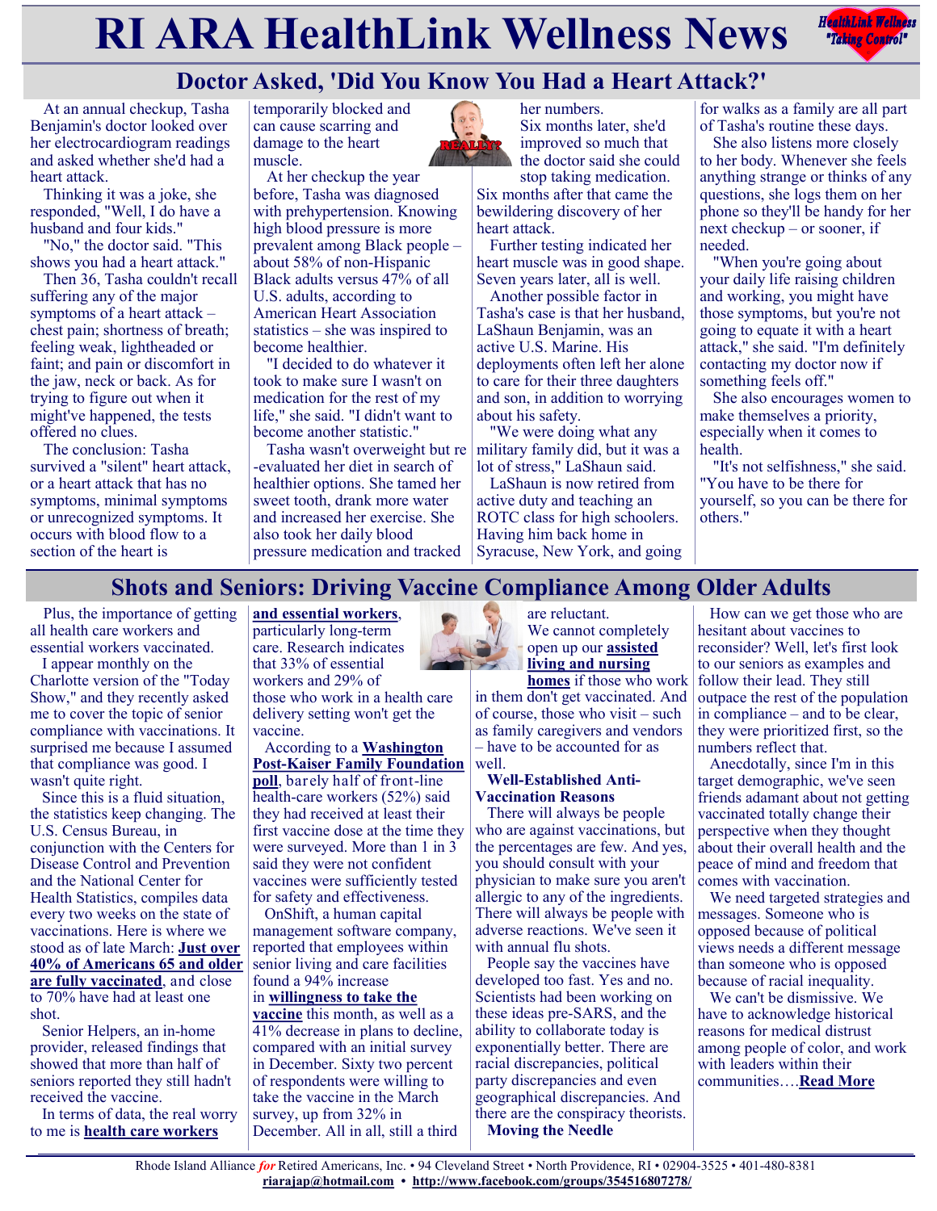# RI ARA HealthLink Wellness News

## Doctor Asked, 'Did You Know You Had a Heart Attack?'

At an annual checkup, Tasha Benjamin's doctor looked over her electrocardiogram readings and asked whether she'd had a heart attack.

Thinking it was a joke, she responded, "Well, I do have a husband and four kids."

"No," the doctor said. "This shows you had a heart attack."

Then 36, Tasha couldn't recall suffering any of the major symptoms of a heart attack – chest pain; shortness of breath; feeling weak, lightheaded or faint; and pain or discomfort in the jaw, neck or back. As for trying to figure out when it might've happened, the tests offered no clues.

The conclusion: Tasha survived a "silent" heart attack, or a heart attack that has no symptoms, minimal symptoms or unrecognized symptoms. It occurs with blood flow to a section of the heart is temporarily blocked and can cause scarring and damage to the heart muscle.

At her checkup the year before, Tasha was diagnosed with prehypertension. Knowing high blood pressure is more prevalent among Black people – about 58% of non-Hispanic Black adults versus 47% of all U.S. adults, according to American Heart Association statistics – she was inspired to become healthier.

"I decided to do whatever it took to make sure I wasn't on medication for the rest of my life," she said. "I didn't want to become another statistic."

Tasha wasn't overweight but re-evaluated her diet in search of healthier options. She tamed her sweet tooth, drank more water and increased her exercise. She also took her daily blood pressure medication and tracked her numbers.

Six months later, she'd improved so much that the doctor said she could stop taking medication. Six months after that came the bewildering discovery of her heart attack.

Further testing indicated her heart muscle was in good shape. Seven years later, all is well.

Another possible factor in Tasha's case is that her husband, LaShaun Benjamin, was an active U.S. Marine. His deployments often left her alone to care for their three daughters and son, in addition to worrying about his safety.

"We were doing what any military family did, but it was a lot of stress," LaShaun said.

LaShaun is now retired from active duty and teaching an ROTC class for high schoolers. Having him back home in Syracuse, New York, and going for walks as a family are all part of Tasha's routine these days.

She also listens more closely to her body. Whenever she feels anything strange or thinks of any questions, she logs them on her phone so they'll be handy for her next checkup – or sooner, if needed.

"When you're going about your daily life raising children and working, you might have those symptoms, but you're not going to equate it with a heart attack," she said. "I'm definitely contacting my doctor now if something feels off."

She also encourages women to make themselves a priority, especially when it comes to health.

"It's not selfishness," she said. "You have to be there for yourself, so you can be there for others."

## Shots and Seniors: Driving Vaccine Compliance Among Older Adults

Plus, the importance of getting all health care workers and essential workers vaccinated.

I appear monthly on the Charlotte version of the "Today Show," and they recently asked me to cover the topic of senior compliance with vaccinations. It surprised me because I assumed that compliance was good. I wasn't quite right.

Since this is a fluid situation, the statistics keep changing. The U.S. Census Bureau, in conjunction with the Centers for Disease Control and Prevention and the National Center for Health Statistics, compiles data every two weeks on the state of vaccinations. Here is where we stood as of late March: **Just over 40% of Americans 65 and older are fully vaccinated**, and close to 70% have had at least one shot.

Senior Helpers, an in-home provider, released findings that showed that more than half of seniors reported they still hadn't received the vaccine.

In terms of data, the real worry to me is **health care workers and essential workers**, particularly long-term care. Research indicates that 33% of essential workers and 29% of those who work in a health care delivery setting won't get the vaccine.

According to a **Washington Post-Kaiser Family Foundation poll**, barely half of front-line health-care workers (52%) said they had received at least their first vaccine dose at the time they were surveyed. More than 1 in 3 said they were not confident vaccines were sufficiently tested for safety and effectiveness.

OnShift, a human capital management software company, reported that employees within senior living and care facilities found a 94% increase in **willingness to take the vaccine** this month, as well as a 41% decrease in plans to decline, compared with an initial survey in December. Sixty two percent of respondents were willing to take the vaccine in the March survey, up from 32% in December. All in all, still a third are reluctant.

We cannot completely open up our **assisted living and nursing homes** if those who work in them don't get vaccinated. And of course, those who visit – such as family caregivers and vendors – have to be accounted for as well.

**Well-Established Anti-Vaccination Reasons**

There will always be people who are against vaccinations, but the percentages are few. And yes, you should consult with your physician to make sure you aren't allergic to any of the ingredients. There will always be people with adverse reactions. We've seen it with annual flu shots.

People say the vaccines have developed too fast. Yes and no. Scientists had been working on these ideas pre-SARS, and the ability to collaborate today is exponentially better. There are racial discrepancies, political party discrepancies and even geographical discrepancies. And there are the conspiracy theorists.

**Moving the Needle**

How can we get those who are hesitant about vaccines to reconsider? Well, let's first look to our seniors as examples and follow their lead. They still outpace the rest of the population in compliance – and to be clear, they were prioritized first, so the numbers reflect that.

Anecdotally, since I'm in this target demographic, we've seen friends adamant about not getting vaccinated totally change their perspective when they thought about their overall health and the peace of mind and freedom that comes with vaccination.

We need targeted strategies and messages. Someone who is opposed because of political views needs a different message than someone who is opposed because of racial inequality.

We can't be dismissive. We have to acknowledge historical reasons for medical distrust among people of color, and work with leaders within their communities….**Read More**

Rhode Island Alliance *for* Retired Americans, Inc. • 94 Cleveland Street • North Providence, RI • 02904-3525 • 401-480-8381
**riarajap@hotmail.com** • **http://www.facebook.com/groups/354516807278/**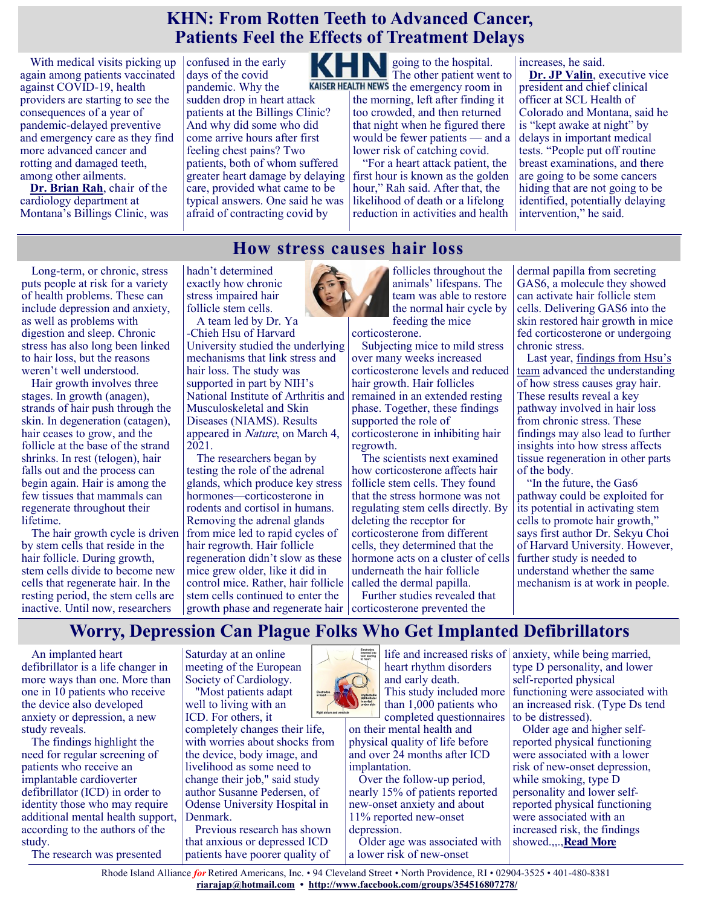# KHN: From Rotten Teeth to Advanced Cancer, Patients Feel the Effects of Treatment Delays

With medical visits picking up again among patients vaccinated against COVID-19, health providers are starting to see the consequences of a year of pandemic-delayed preventive and emergency care as they find more advanced cancer and rotting and damaged teeth, among other ailments.

**Dr. Brian Rah**, chair of the cardiology department at Montana's Billings Clinic, was confused in the early days of the covid pandemic. Why the sudden drop in heart attack patients at the Billings Clinic? And why did some who did come arrive hours after first feeling chest pains? Two patients, both of whom suffered greater heart damage by delaying care, provided what came to be typical answers. One said he was afraid of contracting covid by going to the hospital. The other patient went to the emergency room in the morning, left after finding it too crowded, and then returned that night when he figured there would be fewer patients — and a lower risk of catching covid.

"For a heart attack patient, the first hour is known as the golden hour," Rah said. After that, the likelihood of death or a lifelong reduction in activities and health increases, he said.

**Dr. JP Valin**, executive vice president and chief clinical officer at SCL Health of Colorado and Montana, said he is "kept awake at night" by delays in important medical tests. "People put off routine breast examinations, and there are going to be some cancers hiding that are not going to be identified, potentially delaying intervention," he said.

# How stress causes hair loss

Long-term, or chronic, stress puts people at risk for a variety of health problems. These can include depression and anxiety, as well as problems with digestion and sleep. Chronic stress has also long been linked to hair loss, but the reasons weren't well understood.

Hair growth involves three stages. In growth (anagen), strands of hair push through the skin. In degeneration (catagen), hair ceases to grow, and the follicle at the base of the strand shrinks. In rest (telogen), hair falls out and the process can begin again. Hair is among the few tissues that mammals can regenerate throughout their lifetime.

The hair growth cycle is driven by stem cells that reside in the hair follicle. During growth, stem cells divide to become new cells that regenerate hair. In the resting period, the stem cells are inactive. Until now, researchers hadn't determined exactly how chronic stress impaired hair follicle stem cells.

A team led by Dr. Ya-Chieh Hsu of Harvard University studied the underlying mechanisms that link stress and hair loss. The study was supported in part by NIH's National Institute of Arthritis and Musculoskeletal and Skin Diseases (NIAMS). Results appeared in *Nature*, on March 4, 2021.

The researchers began by testing the role of the adrenal glands, which produce key stress hormones—corticosterone in rodents and cortisol in humans. Removing the adrenal glands from mice led to rapid cycles of hair regrowth. Hair follicle regeneration didn't slow as these mice grew older, like it did in control mice. Rather, hair follicle stem cells continued to enter the growth phase and regenerate hair follicles throughout the animals' lifespans. The team was able to restore the normal hair cycle by feeding the mice corticosterone.

Subjecting mice to mild stress over many weeks increased corticosterone levels and reduced hair growth. Hair follicles remained in an extended resting phase. Together, these findings supported the role of corticosterone in inhibiting hair regrowth.

The scientists next examined how corticosterone affects hair follicle stem cells. They found that the stress hormone was not regulating stem cells directly. By deleting the receptor for corticosterone from different cells, they determined that the hormone acts on a cluster of cells underneath the hair follicle called the dermal papilla.

Further studies revealed that corticosterone prevented the dermal papilla from secreting GAS6, a molecule they showed can activate hair follicle stem cells. Delivering GAS6 into the skin restored hair growth in mice fed corticosterone or undergoing chronic stress.

Last year, findings from Hsu's team advanced the understanding of how stress causes gray hair. These results reveal a key pathway involved in hair loss from chronic stress. These findings may also lead to further insights into how stress affects tissue regeneration in other parts of the body.

"In the future, the Gas6 pathway could be exploited for its potential in activating stem cells to promote hair growth," says first author Dr. Sekyu Choi of Harvard University. However, further study is needed to understand whether the same mechanism is at work in people.

# Worry, Depression Can Plague Folks Who Get Implanted Defibrillators

An implanted heart defibrillator is a life changer in more ways than one. More than one in 10 patients who receive the device also developed anxiety or depression, a new study reveals.

The findings highlight the need for regular screening of patients who receive an implantable cardioverter defibrillator (ICD) in order to identity those who may require additional mental health support, according to the authors of the study.

The research was presented Saturday at an online meeting of the European Society of Cardiology.

"Most patients adapt well to living with an ICD. For others, it completely changes their life, with worries about shocks from the device, body image, and livelihood as some need to change their job," said study author Susanne Pedersen, of Odense University Hospital in Denmark.

Previous research has shown that anxious or depressed ICD patients have poorer quality of life and increased risks of heart rhythm disorders and early death.

This study included more than 1,000 patients who completed questionnaires on their mental health and physical quality of life before and over 24 months after ICD implantation.

Over the follow-up period, nearly 15% of patients reported new-onset anxiety and about 11% reported new-onset depression.

Older age was associated with a lower risk of new-onset anxiety, while being married, type D personality, and lower self-reported physical functioning were associated with an increased risk. (Type Ds tend to be distressed).

Older age and higher self-reported physical functioning were associated with a lower risk of new-onset depression, while smoking, type D personality and lower self-reported physical functioning were associated with an increased risk, the findings showed.,,.,**Read More**

Rhode Island Alliance *for* Retired Americans, Inc. • 94 Cleveland Street • North Providence, RI • 02904-3525 • 401-480-8381
**riarajap@hotmail.com** • **http://www.facebook.com/groups/354516807278/**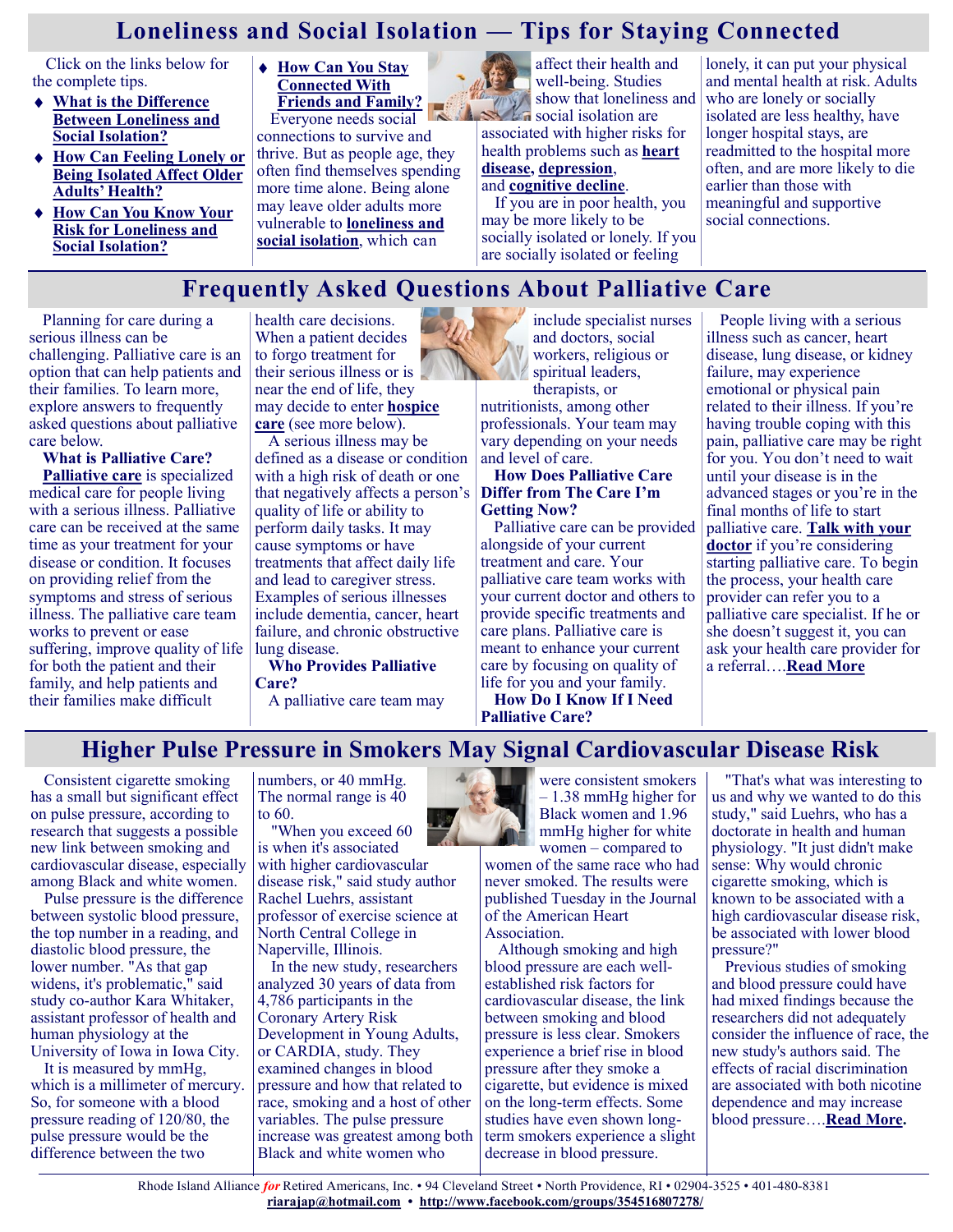# Loneliness and Social Isolation — Tips for Staying Connected

Click on the links below for the complete tips.

- **What is the Difference Between Loneliness and Social Isolation?**
- **How Can Feeling Lonely or Being Isolated Affect Older Adults' Health?**
- **How Can You Know Your Risk for Loneliness and Social Isolation?**
- **How Can You Stay Connected With Friends and Family?**

Everyone needs social connections to survive and thrive. But as people age, they often find themselves spending more time alone. Being alone may leave older adults more vulnerable to **loneliness and social isolation**, which can affect their health and well-being. Studies show that loneliness and social isolation are associated with higher risks for health problems such as **heart disease, depression**, and **cognitive decline**.

If you are in poor health, you may be more likely to be socially isolated or lonely. If you are socially isolated or feeling lonely, it can put your physical and mental health at risk. Adults who are lonely or socially isolated are less healthy, have longer hospital stays, are readmitted to the hospital more often, and are more likely to die earlier than those with meaningful and supportive social connections.

# Frequently Asked Questions About Palliative Care

Planning for care during a serious illness can be challenging. Palliative care is an option that can help patients and their families. To learn more, explore answers to frequently asked questions about palliative care below.

**What is Palliative Care?**

**Palliative care** is specialized medical care for people living with a serious illness. Palliative care can be received at the same time as your treatment for your disease or condition. It focuses on providing relief from the symptoms and stress of serious illness. The palliative care team works to prevent or ease suffering, improve quality of life for both the patient and their family, and help patients and their families make difficult health care decisions. When a patient decides to forgo treatment for their serious illness or is near the end of life, they may decide to enter **hospice care** (see more below).

A serious illness may be defined as a disease or condition with a high risk of death or one that negatively affects a person's quality of life or ability to perform daily tasks. It may cause symptoms or have treatments that affect daily life and lead to caregiver stress. Examples of serious illnesses include dementia, cancer, heart failure, and chronic obstructive lung disease.

**Who Provides Palliative Care?**

A palliative care team may include specialist nurses and doctors, social workers, religious or spiritual leaders, therapists, or nutritionists, among other professionals. Your team may vary depending on your needs and level of care.

**How Does Palliative Care Differ from The Care I'm Getting Now?**

Palliative care can be provided alongside of your current treatment and care. Your palliative care team works with your current doctor and others to provide specific treatments and care plans. Palliative care is meant to enhance your current care by focusing on quality of life for you and your family.

**How Do I Know If I Need Palliative Care?**

People living with a serious illness such as cancer, heart disease, lung disease, or kidney failure, may experience emotional or physical pain related to their illness. If you're having trouble coping with this pain, palliative care may be right for you. You don't need to wait until your disease is in the advanced stages or you're in the final months of life to start palliative care. **Talk with your doctor** if you're considering starting palliative care. To begin the process, your health care provider can refer you to a palliative care specialist. If he or she doesn't suggest it, you can ask your health care provider for a referral….**Read More**

# Higher Pulse Pressure in Smokers May Signal Cardiovascular Disease Risk

Consistent cigarette smoking has a small but significant effect on pulse pressure, according to research that suggests a possible new link between smoking and cardiovascular disease, especially among Black and white women.

Pulse pressure is the difference between systolic blood pressure, the top number in a reading, and diastolic blood pressure, the lower number. "As that gap widens, it's problematic," said study co-author Kara Whitaker, assistant professor of health and human physiology at the University of Iowa in Iowa City.

It is measured by mmHg, which is a millimeter of mercury. So, for someone with a blood pressure reading of 120/80, the pulse pressure would be the difference between the two numbers, or 40 mmHg. The normal range is 40 to 60.

"When you exceed 60 is when it's associated with higher cardiovascular disease risk," said study author Rachel Luehrs, assistant professor of exercise science at North Central College in Naperville, Illinois.

In the new study, researchers analyzed 30 years of data from 4,786 participants in the Coronary Artery Risk Development in Young Adults, or CARDIA, study. They examined changes in blood pressure and how that related to race, smoking and a host of other variables. The pulse pressure increase was greatest among both Black and white women who were consistent smokers – 1.38 mmHg higher for Black women and 1.96 mmHg higher for white women – compared to women of the same race who had never smoked. The results were published Tuesday in the Journal of the American Heart Association.

Although smoking and high blood pressure are each well-established risk factors for cardiovascular disease, the link between smoking and blood pressure is less clear. Smokers experience a brief rise in blood pressure after they smoke a cigarette, but evidence is mixed on the long-term effects. Some studies have even shown long-term smokers experience a slight decrease in blood pressure.

"That's what was interesting to us and why we wanted to do this study," said Luehrs, who has a doctorate in health and human physiology. "It just didn't make sense: Why would chronic cigarette smoking, which is known to be associated with a high cardiovascular disease risk, be associated with lower blood pressure?"

Previous studies of smoking and blood pressure could have had mixed findings because the researchers did not adequately consider the influence of race, the new study's authors said. The effects of racial discrimination are associated with both nicotine dependence and may increase blood pressure….**Read More.**

Rhode Island Alliance *for* Retired Americans, Inc. • 94 Cleveland Street • North Providence, RI • 02904-3525 • 401-480-8381
**riarajap@hotmail.com** • **http://www.facebook.com/groups/354516807278/**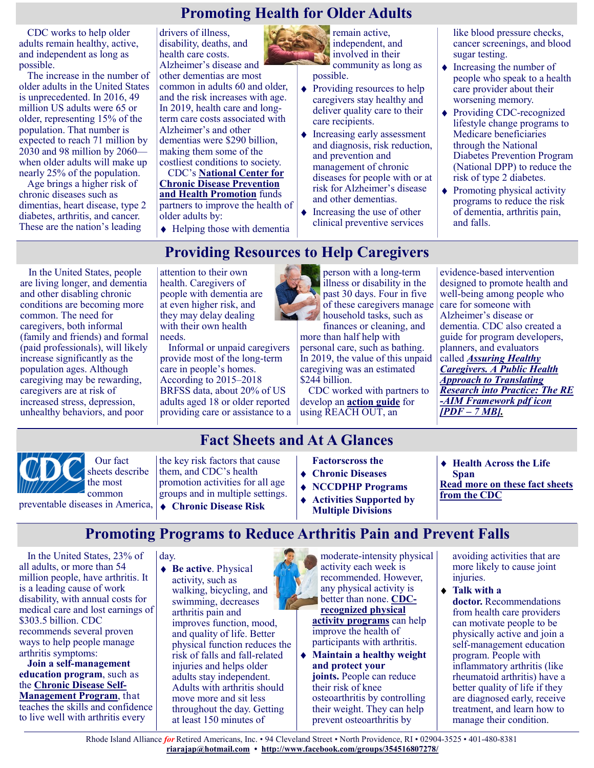## Promoting Health for Older Adults

CDC works to help older adults remain healthy, active, and independent as long as possible.

The increase in the number of older adults in the United States is unprecedented. In 2016, 49 million US adults were 65 or older, representing 15% of the population. That number is expected to reach 71 million by 2030 and 98 million by 2060—when older adults will make up nearly 25% of the population.

Age brings a higher risk of chronic diseases such as dimentias, heart disease, type 2 diabetes, arthritis, and cancer. These are the nation's leading drivers of illness, disability, deaths, and health care costs. Alzheimer's disease and other dementias are most common in adults 60 and older, and the risk increases with age. In 2019, health care and long-term care costs associated with Alzheimer's and other dementias were $290 billion, making them some of the costliest conditions to society.

CDC's **National Center for Chronic Disease Prevention and Health Promotion** funds partners to improve the health of older adults by:

- Helping those with dementia remain active, independent, and involved in their community as long as possible.
- Providing resources to help caregivers stay healthy and deliver quality care to their care recipients.
- Increasing early assessment and diagnosis, risk reduction, and prevention and management of chronic diseases for people with or at risk for Alzheimer's disease and other dementias.
- Increasing the use of other clinical preventive services like blood pressure checks, cancer screenings, and blood sugar testing.
- Increasing the number of people who speak to a health care provider about their worsening memory.
- Providing CDC-recognized lifestyle change programs to Medicare beneficiaries through the National Diabetes Prevention Program (National DPP) to reduce the risk of type 2 diabetes.
- Promoting physical activity programs to reduce the risk of dementia, arthritis pain, and falls.

## Providing Resources to Help Caregivers

In the United States, people are living longer, and dementia and other disabling chronic conditions are becoming more common. The need for caregivers, both informal (family and friends) and formal (paid professionals), will likely increase significantly as the population ages. Although caregiving may be rewarding, caregivers are at risk of increased stress, depression, unhealthy behaviors, and poor attention to their own health. Caregivers of people with dementia are at even higher risk, and they may delay dealing with their own health needs.

Informal or unpaid caregivers provide most of the long-term care in people's homes. According to 2015–2018 BRFSS data, about 20% of US adults aged 18 or older reported providing care or assistance to a person with a long-term illness or disability in the past 30 days. Four in five of these caregivers manage household tasks, such as finances or cleaning, and more than half help with personal care, such as bathing. In 2019, the value of this unpaid caregiving was an estimated $244 billion.

CDC worked with partners to develop an **action guide** for using REACH OUT, an evidence-based intervention designed to promote health and well-being among people who care for someone with Alzheimer's disease or dementia. CDC also created a guide for program developers, planners, and evaluators called ***Assuring Healthy Caregivers. A Public Health Approach to Translating Research into Practice: The RE-AIM Framework pdf icon [PDF – 7 MB].***

## Fact Sheets and At A Glances

Our fact sheets describe the most common preventable diseases in America, the key risk factors that cause them, and CDC's health promotion activities for all age groups and in multiple settings.

- **Chronic Disease Risk Factorscross the**
- **Chronic Diseases**
- **NCCDPHP Programs**
- **Activities Supported by Multiple Divisions**
- **Health Across the Life Span**

**Read more on these fact sheets from the CDC**

## Promoting Programs to Reduce Arthritis Pain and Prevent Falls

In the United States, 23% of all adults, or more than 54 million people, have arthritis. It is a leading cause of work disability, with annual costs for medical care and lost earnings of $303.5 billion. CDC recommends several proven ways to help people manage arthritis symptoms:

**Join a self-management education program**, such as the **Chronic Disease Self-Management Program**, that teaches the skills and confidence to live well with arthritis every day.

- **Be active**. Physical activity, such as walking, bicycling, and swimming, decreases arthritis pain and improves function, mood, and quality of life. Better physical function reduces the risk of falls and fall-related injuries and helps older adults stay independent. Adults with arthritis should move more and sit less throughout the day. Getting at least 150 minutes of moderate-intensity physical activity each week is recommended. However, any physical activity is better than none. **CDC-recognized physical activity programs** can help improve the health of participants with arthritis.
- **Maintain a healthy weight and protect your joints.** People can reduce their risk of knee osteoarthritis by controlling their weight. They can help prevent osteoarthritis by avoiding activities that are more likely to cause joint injuries.
- **Talk with a doctor.** Recommendations from health care providers can motivate people to be physically active and join a self-management education program. People with inflammatory arthritis (like rheumatoid arthritis) have a better quality of life if they are diagnosed early, receive treatment, and learn how to manage their condition.

Rhode Island Alliance *for* Retired Americans, Inc. • 94 Cleveland Street • North Providence, RI • 02904-3525 • 401-480-8381
**riarajap@hotmail.com • http://www.facebook.com/groups/354516807278/**